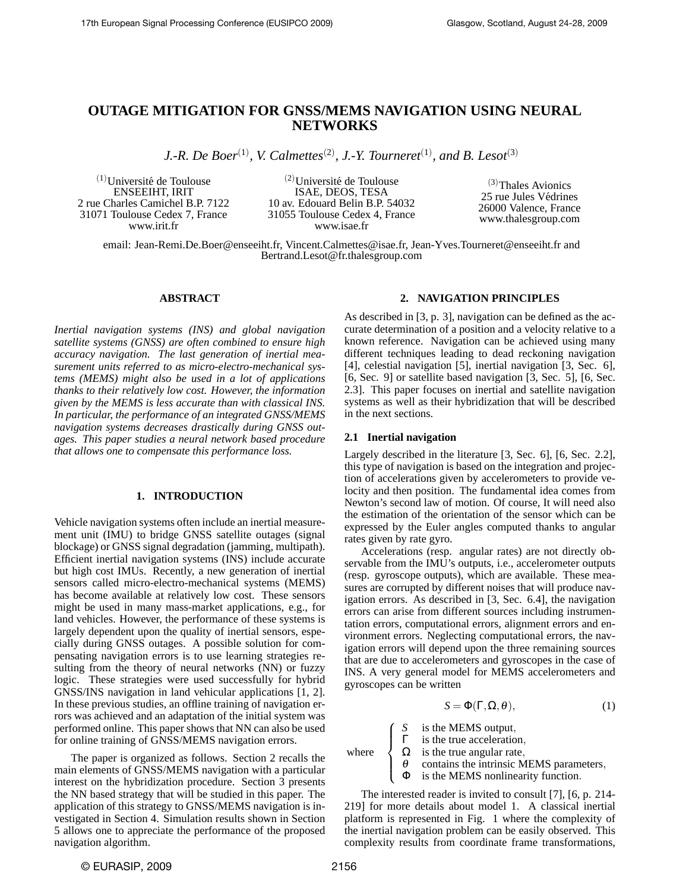# OUTAGE MITIGATION FOR GNSS/MEMS NAVIGATION USING NEURAL NETWORKS

*J.-R. De Boer(1), V. Calmettes(2), J.-Y. Tourneret(1), and B. Lesot(3)*

(1)Université de Toulouse
ENSEEIHT, IRIT
2 rue Charles Camichel B.P. 7122
31071 Toulouse Cedex 7, France
www.irit.fr

(2)Université de Toulouse
ISAE, DEOS, TESA
10 av. Edouard Belin B.P. 54032
31055 Toulouse Cedex 4, France
www.isae.fr

(3)Thales Avionics
25 rue Jules Védrines
26000 Valence, France
www.thalesgroup.com

email: Jean-Remi.De.Boer@enseeiht.fr, Vincent.Calmettes@isae.fr, Jean-Yves.Tourneret@enseeiht.fr and Bertrand.Lesot@fr.thalesgroup.com

## ABSTRACT

*Inertial navigation systems (INS) and global navigation satellite systems (GNSS) are often combined to ensure high accuracy navigation. The last generation of inertial measurement units referred to as micro-electro-mechanical systems (MEMS) might also be used in a lot of applications thanks to their relatively low cost. However, the information given by the MEMS is less accurate than with classical INS. In particular, the performance of an integrated GNSS/MEMS navigation systems decreases drastically during GNSS outages. This paper studies a neural network based procedure that allows one to compensate this performance loss.*

## 1. INTRODUCTION

Vehicle navigation systems often include an inertial measurement unit (IMU) to bridge GNSS satellite outages (signal blockage) or GNSS signal degradation (jamming, multipath). Efficient inertial navigation systems (INS) include accurate but high cost IMUs. Recently, a new generation of inertial sensors called micro-electro-mechanical systems (MEMS) has become available at relatively low cost. These sensors might be used in many mass-market applications, e.g., for land vehicles. However, the performance of these systems is largely dependent upon the quality of inertial sensors, especially during GNSS outages. A possible solution for compensating navigation errors is to use learning strategies resulting from the theory of neural networks (NN) or fuzzy logic. These strategies were used successfully for hybrid GNSS/INS navigation in land vehicular applications [1, 2]. In these previous studies, an offline training of navigation errors was achieved and an adaptation of the initial system was performed online. This paper shows that NN can also be used for online training of GNSS/MEMS navigation errors.

The paper is organized as follows. Section 2 recalls the main elements of GNSS/MEMS navigation with a particular interest on the hybridization procedure. Section 3 presents the NN based strategy that will be studied in this paper. The application of this strategy to GNSS/MEMS navigation is investigated in Section 4. Simulation results shown in Section 5 allows one to appreciate the performance of the proposed navigation algorithm.

## 2. NAVIGATION PRINCIPLES

As described in [3, p. 3], navigation can be defined as the accurate determination of a position and a velocity relative to a known reference. Navigation can be achieved using many different techniques leading to dead reckoning navigation [4], celestial navigation [5], inertial navigation [3, Sec. 6], [6, Sec. 9] or satellite based navigation [3, Sec. 5], [6, Sec. 2.3]. This paper focuses on inertial and satellite navigation systems as well as their hybridization that will be described in the next sections.

### 2.1 Inertial navigation

Largely described in the literature [3, Sec. 6], [6, Sec. 2.2], this type of navigation is based on the integration and projection of accelerations given by accelerometers to provide velocity and then position. The fundamental idea comes from Newton's second law of motion. Of course, It will need also the estimation of the orientation of the sensor which can be expressed by the Euler angles computed thanks to angular rates given by rate gyro.

Accelerations (resp. angular rates) are not directly observable from the IMU's outputs, i.e., accelerometer outputs (resp. gyroscope outputs), which are available. These measures are corrupted by different noises that will produce navigation errors. As described in [3, Sec. 6.4], the navigation errors can arise from different sources including instrumentation errors, computational errors, alignment errors and environment errors. Neglecting computational errors, the navigation errors will depend upon the three remaining sources that are due to accelerometers and gyroscopes in the case of INS. A very general model for MEMS accelerometers and gyroscopes can be written

$$S = \Phi(\Gamma, \Omega, \theta), \tag{1}$$

where
$$\begin{cases} S & \text{is the MEMS output,} \\ \Gamma & \text{is the true acceleration,} \\ \Omega & \text{is the true angular rate,} \\ \theta & \text{contains the intrinsic MEMS parameters,} \\ \Phi & \text{is the MEMS nonlinearity function.} \end{cases}$$

The interested reader is invited to consult [7], [6, p. 214-219] for more details about model 1. A classical inertial platform is represented in Fig. 1 where the complexity of the inertial navigation problem can be easily observed. This complexity results from coordinate frame transformations,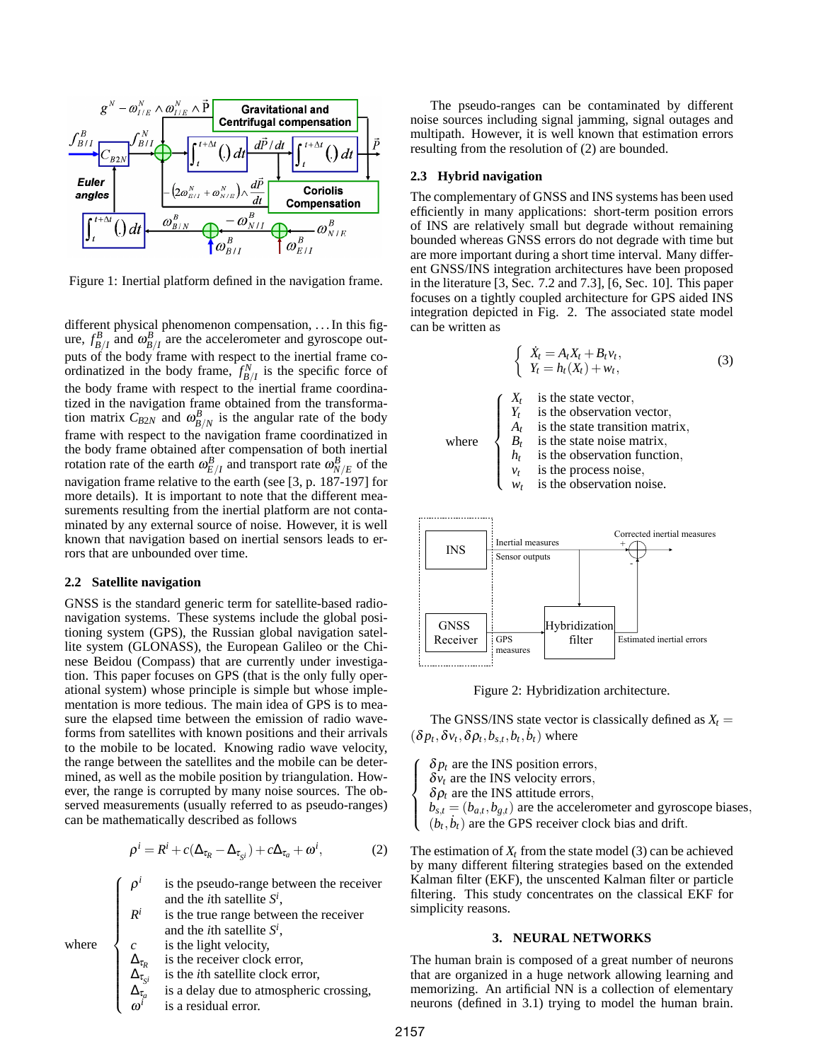Figure 1: Inertial platform defined in the navigation frame.

different physical phenomenon compensation, ... In this figure, $f_{B/I}^{B}$ and $\omega_{B/I}^{B}$ are the accelerometer and gyroscope outputs of the body frame with respect to the inertial frame coordinatized in the body frame, $f_{B/I}^{N}$ is the specific force of the body frame with respect to the inertial frame coordinatized in the navigation frame obtained from the transformation matrix $C_{B2N}$ and $\omega_{B/N}^{B}$ is the angular rate of the body frame with respect to the navigation frame coordinatized in the body frame obtained after compensation of both inertial rotation rate of the earth $\omega_{E/I}^{B}$ and transport rate $\omega_{N/E}^{B}$ of the navigation frame relative to the earth (see [3, p. 187-197] for more details). It is important to note that the different measurements resulting from the inertial platform are not contaminated by any external source of noise. However, it is well known that navigation based on inertial sensors leads to errors that are unbounded over time.

### 2.2 Satellite navigation

GNSS is the standard generic term for satellite-based radionavigation systems. These systems include the global positioning system (GPS), the Russian global navigation satellite system (GLONASS), the European Galileo or the Chinese Beidou (Compass) that are currently under investigation. This paper focuses on GPS (that is the only fully operational system) whose principle is simple but whose implementation is more tedious. The main idea of GPS is to measure the elapsed time between the emission of radio waveforms from satellites with known positions and their arrivals to the mobile to be located. Knowing radio wave velocity, the range between the satellites and the mobile can be determined, as well as the mobile position by triangulation. However, the range is corrupted by many noise sources. The observed measurements (usually referred to as pseudo-ranges) can be mathematically described as follows

$$\rho^i = R^i + c(\Delta_{\tau_R} - \Delta_{\tau_{Si}}) + c\Delta_{\tau_a} + \omega^i, \tag{2}$$

where

- $\rho^i$ is the pseudo-range between the receiver and the $i$th satellite $S^i$,
- $R^i$ is the true range between the receiver and the $i$th satellite $S^i$,
- $c$ is the light velocity,
- $\Delta_{\tau_R}$ is the receiver clock error,
- $\Delta_{\tau_{Si}}$ is the $i$th satellite clock error,
- $\Delta_{\tau_a}$ is a delay due to atmospheric crossing,
- $\omega^i$ is a residual error.

The pseudo-ranges can be contaminated by different noise sources including signal jamming, signal outages and multipath. However, it is well known that estimation errors resulting from the resolution of (2) are bounded.

### 2.3 Hybrid navigation

The complementary of GNSS and INS systems has been used efficiently in many applications: short-term position errors of INS are relatively small but degrade without remaining bounded whereas GNSS errors do not degrade with time but are more important during a short time interval. Many different GNSS/INS integration architectures have been proposed in the literature [3, Sec. 7.2 and 7.3], [6, Sec. 10]. This paper focuses on a tightly coupled architecture for GPS aided INS integration depicted in Fig. 2. The associated state model can be written as

$$\begin{cases} \dot{X}_t = A_t X_t + B_t v_t, \\ Y_t = h_t(X_t) + w_t, \end{cases} \tag{3}$$

where

- $X_t$ is the state vector,
- $Y_t$ is the observation vector,
- $A_t$ is the state transition matrix,
- $B_t$ is the state noise matrix,
- $h_t$ is the observation function,
- $v_t$ is the process noise,
- $w_t$ is the observation noise.

Figure 2: Hybridization architecture.

The GNSS/INS state vector is classically defined as $X_t = (\delta p_t, \delta v_t, \delta\rho_t, b_{s,t}, b_t, \dot{b}_t)$ where

- $\delta p_t$ are the INS position errors,
- $\delta v_t$ are the INS velocity errors,
- $\delta\rho_t$ are the INS attitude errors,
- $b_{s,t} = (b_{a,t}, b_{g,t})$ are the accelerometer and gyroscope biases,
- $(b_t, \dot{b}_t)$ are the GPS receiver clock bias and drift.

The estimation of $X_t$ from the state model (3) can be achieved by many different filtering strategies based on the extended Kalman filter (EKF), the unscented Kalman filter or particle filtering. This study concentrates on the classical EKF for simplicity reasons.

## 3. NEURAL NETWORKS

The human brain is composed of a great number of neurons that are organized in a huge network allowing learning and memorizing. An artificial NN is a collection of elementary neurons (defined in 3.1) trying to model the human brain.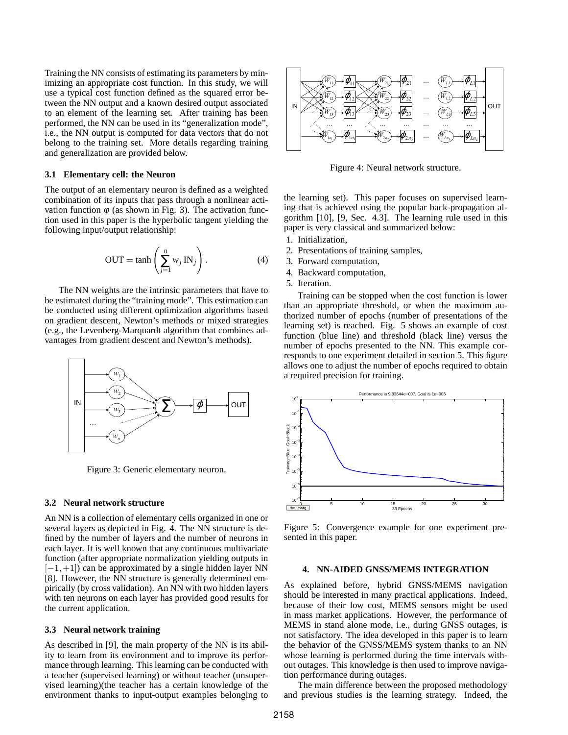Training the NN consists of estimating its parameters by minimizing an appropriate cost function. In this study, we will use a typical cost function defined as the squared error between the NN output and a known desired output associated to an element of the learning set. After training has been performed, the NN can be used in its "generalization mode", i.e., the NN output is computed for data vectors that do not belong to the training set. More details regarding training and generalization are provided below.

### 3.1 Elementary cell: the Neuron

The output of an elementary neuron is defined as a weighted combination of its inputs that pass through a nonlinear activation function $\varphi$ (as shown in Fig. 3). The activation function used in this paper is the hyperbolic tangent yielding the following input/output relationship:

$$\mathrm{OUT} = \tanh\left(\sum_{j=1}^{n} w_j \, \mathrm{IN}_j\right). \tag{4}$$

The NN weights are the intrinsic parameters that have to be estimated during the "training mode". This estimation can be conducted using different optimization algorithms based on gradient descent, Newton's methods or mixed strategies (e.g., the Levenberg-Marquardt algorithm that combines advantages from gradient descent and Newton's methods).

Figure 3: Generic elementary neuron.

### 3.2 Neural network structure

An NN is a collection of elementary cells organized in one or several layers as depicted in Fig. 4. The NN structure is defined by the number of layers and the number of neurons in each layer. It is well known that any continuous multivariate function (after appropriate normalization yielding outputs in $[-1,+1]$) can be approximated by a single hidden layer NN [8]. However, the NN structure is generally determined empirically (by cross validation). An NN with two hidden layers with ten neurons on each layer has provided good results for the current application.

### 3.3 Neural network training

As described in [9], the main property of the NN is its ability to learn from its environment and to improve its performance through learning. This learning can be conducted with a teacher (supervised learning) or without teacher (unsupervised learning)(the teacher has a certain knowledge of the environment thanks to input-output examples belonging to

Figure 4: Neural network structure.

the learning set). This paper focuses on supervised learning that is achieved using the popular back-propagation algorithm [10], [9, Sec. 4.3]. The learning rule used in this paper is very classical and summarized below:

1. Initialization,
2. Presentations of training samples,
3. Forward computation,
4. Backward computation,
5. Iteration.

Training can be stopped when the cost function is lower than an appropriate threshold, or when the maximum authorized number of epochs (number of presentations of the learning set) is reached. Fig. 5 shows an example of cost function (blue line) and threshold (black line) versus the number of epochs presented to the NN. This example corresponds to one experiment detailed in section 5. This figure allows one to adjust the number of epochs required to obtain a required precision for training.

Figure 5: Convergence example for one experiment presented in this paper.

## 4. NN-AIDED GNSS/MEMS INTEGRATION

As explained before, hybrid GNSS/MEMS navigation should be interested in many practical applications. Indeed, because of their low cost, MEMS sensors might be used in mass market applications. However, the performance of MEMS in stand alone mode, i.e., during GNSS outages, is not satisfactory. The idea developed in this paper is to learn the behavior of the GNSS/MEMS system thanks to an NN whose learning is performed during the time intervals without outages. This knowledge is then used to improve navigation performance during outages.

The main difference between the proposed methodology and previous studies is the learning strategy. Indeed, the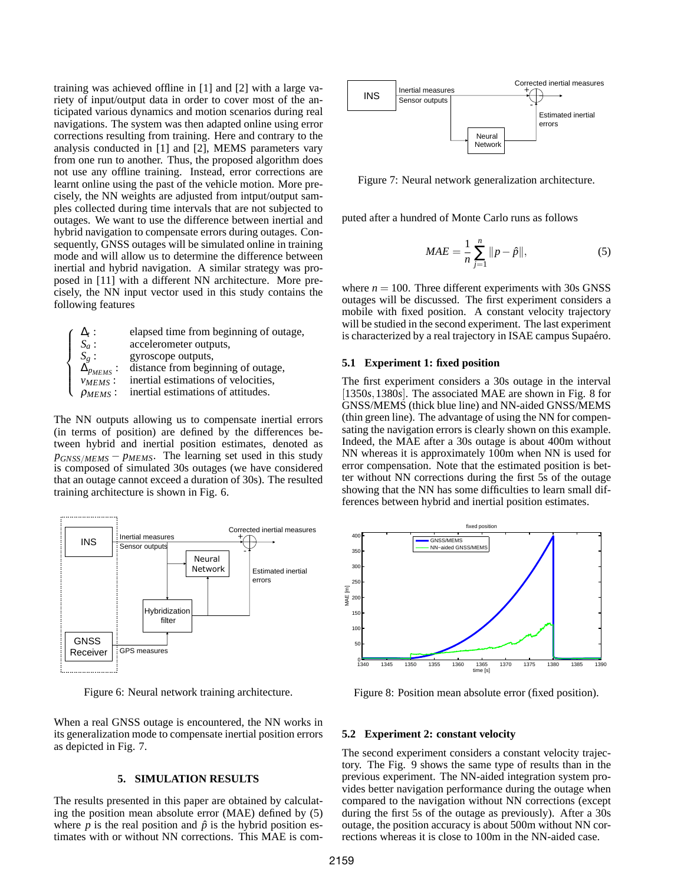training was achieved offline in [1] and [2] with a large variety of input/output data in order to cover most of the anticipated various dynamics and motion scenarios during real navigations. The system was then adapted online using error corrections resulting from training. Here and contrary to the analysis conducted in [1] and [2], MEMS parameters vary from one run to another. Thus, the proposed algorithm does not use any offline training. Instead, error corrections are learnt online using the past of the vehicle motion. More precisely, the NN weights are adjusted from intput/output samples collected during time intervals that are not subjected to outages. We want to use the difference between inertial and hybrid navigation to compensate errors during outages. Consequently, GNSS outages will be simulated online in training mode and will allow us to determine the difference between inertial and hybrid navigation. A similar strategy was proposed in [11] with a different NN architecture. More precisely, the NN input vector used in this study contains the following features

$$
\begin{cases}
\Delta_t: & \text{elapsed time from beginning of outage,} \\
S_a: & \text{accelerometer outputs,} \\
S_g: & \text{gyroscope outputs,} \\
\Delta_{p_{MEMS}}: & \text{distance from beginning of outage,} \\
v_{MEMS}: & \text{inertial estimations of velocities,} \\
\rho_{MEMS}: & \text{inertial estimations of attitudes.}
\end{cases}
$$

The NN outputs allowing us to compensate inertial errors (in terms of position) are defined by the differences between hybrid and inertial position estimates, denoted as $p_{GNSS/MEMS} - p_{MEMS}$. The learning set used in this study is composed of simulated 30s outages (we have considered that an outage cannot exceed a duration of 30s). The resulted training architecture is shown in Fig. 6.

Figure 6: Neural network training architecture.

When a real GNSS outage is encountered, the NN works in its generalization mode to compensate inertial position errors as depicted in Fig. 7.

## 5. SIMULATION RESULTS

The results presented in this paper are obtained by calculating the position mean absolute error (MAE) defined by (5) where $p$ is the real position and $\hat{p}$ is the hybrid position estimates with or without NN corrections. This MAE is computed after a hundred of Monte Carlo runs as follows

Figure 7: Neural network generalization architecture.

$$
MAE = \frac{1}{n} \sum_{j=1}^{n} \|p - \hat{p}\|, \tag{5}
$$

where $n = 100$. Three different experiments with 30s GNSS outages will be discussed. The first experiment considers a mobile with fixed position. A constant velocity trajectory will be studied in the second experiment. The last experiment is characterized by a real trajectory in ISAE campus Supaéro.

### 5.1 Experiment 1: fixed position

The first experiment considers a 30s outage in the interval $[1350s, 1380s]$. The associated MAE are shown in Fig. 8 for GNSS/MEMS (thick blue line) and NN-aided GNSS/MEMS (thin green line). The advantage of using the NN for compensating the navigation errors is clearly shown on this example. Indeed, the MAE after a 30s outage is about 400m without NN whereas it is approximately 100m when NN is used for error compensation. Note that the estimated position is better without NN corrections during the first 5s of the outage showing that the NN has some difficulties to learn small differences between hybrid and inertial position estimates.

Figure 8: Position mean absolute error (fixed position).

### 5.2 Experiment 2: constant velocity

The second experiment considers a constant velocity trajectory. The Fig. 9 shows the same type of results than in the previous experiment. The NN-aided integration system provides better navigation performance during the outage when compared to the navigation without NN corrections (except during the first 5s of the outage as previously). After a 30s outage, the position accuracy is about 500m without NN corrections whereas it is close to 100m in the NN-aided case.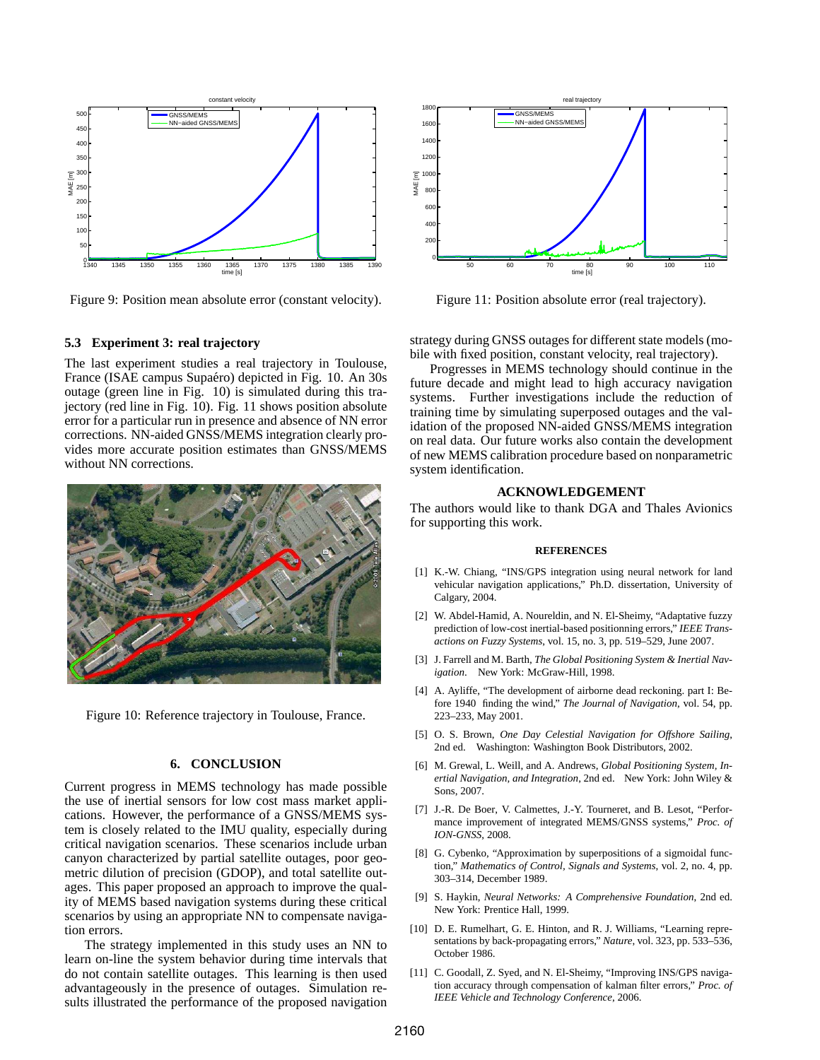constant velocity

GNSS/MEMS
NN-aided GNSS/MEMS

MAE [m]

500
450
400
350
300
250
200
150
100
50
0

1340 1345 1350 1355 1360 1365 1370 1375 1380 1385 1390

time [s]

Figure 9: Position mean absolute error (constant velocity).

real trajectory

GNSS/MEMS
NN-aided GNSS/MEMS

MAE [m]

1800
1600
1400
1200
1000
800
600
400
200
0

50 60 70 80 90 100 110

time [s]

Figure 11: Position absolute error (real trajectory).

### 5.3 Experiment 3: real trajectory

The last experiment studies a real trajectory in Toulouse, France (ISAE campus Supaéro) depicted in Fig. 10. An 30s outage (green line in Fig. 10) is simulated during this trajectory (red line in Fig. 10). Fig. 11 shows position absolute error for a particular run in presence and absence of NN error corrections. NN-aided GNSS/MEMS integration clearly provides more accurate position estimates than GNSS/MEMS without NN corrections.

Figure 10: Reference trajectory in Toulouse, France.

## 6. CONCLUSION

Current progress in MEMS technology has made possible the use of inertial sensors for low cost mass market applications. However, the performance of a GNSS/MEMS system is closely related to the IMU quality, especially during critical navigation scenarios. These scenarios include urban canyon characterized by partial satellite outages, poor geometric dilution of precision (GDOP), and total satellite outages. This paper proposed an approach to improve the quality of MEMS based navigation systems during these critical scenarios by using an appropriate NN to compensate navigation errors.

The strategy implemented in this study uses an NN to learn on-line the system behavior during time intervals that do not contain satellite outages. This learning is then used advantageously in the presence of outages. Simulation results illustrated the performance of the proposed navigation strategy during GNSS outages for different state models (mobile with fixed position, constant velocity, real trajectory).

Progresses in MEMS technology should continue in the future decade and might lead to high accuracy navigation systems. Further investigations include the reduction of training time by simulating superposed outages and the validation of the proposed NN-aided GNSS/MEMS integration on real data. Our future works also contain the development of new MEMS calibration procedure based on nonparametric system identification.

## ACKNOWLEDGEMENT

The authors would like to thank DGA and Thales Avionics for supporting this work.

## REFERENCES

[1] K.-W. Chiang, "INS/GPS integration using neural network for land vehicular navigation applications," Ph.D. dissertation, University of Calgary, 2004.

[2] W. Abdel-Hamid, A. Noureldin, and N. El-Sheimy, "Adaptative fuzzy prediction of low-cost inertial-based positioning errors," *IEEE Transactions on Fuzzy Systems*, vol. 15, no. 3, pp. 519–529, June 2007.

[3] J. Farrell and M. Barth, *The Global Positioning System & Inertial Navigation*. New York: McGraw-Hill, 1998.

[4] A. Ayliffe, "The development of airborne dead reckoning. part I: Before 1940 finding the wind," *The Journal of Navigation*, vol. 54, pp. 223–233, May 2001.

[5] O. S. Brown, *One Day Celestial Navigation for Offshore Sailing*, 2nd ed. Washington: Washington Book Distributors, 2002.

[6] M. Grewal, L. Weill, and A. Andrews, *Global Positioning System, Inertial Navigation, and Integration*, 2nd ed. New York: John Wiley & Sons, 2007.

[7] J.-R. De Boer, V. Calmettes, J.-Y. Tourneret, and B. Lesot, "Performance improvement of integrated MEMS/GNSS systems," *Proc. of ION-GNSS*, 2008.

[8] G. Cybenko, "Approximation by superpositions of a sigmoidal function," *Mathematics of Control, Signals and Systems*, vol. 2, no. 4, pp. 303–314, December 1989.

[9] S. Haykin, *Neural Networks: A Comprehensive Foundation*, 2nd ed. New York: Prentice Hall, 1999.

[10] D. E. Rumelhart, G. E. Hinton, and R. J. Williams, "Learning representations by back-propagating errors," *Nature*, vol. 323, pp. 533–536, October 1986.

[11] C. Goodall, Z. Syed, and N. El-Sheimy, "Improving INS/GPS navigation accuracy through compensation of kalman filter errors," *Proc. of IEEE Vehicle and Technology Conference*, 2006.